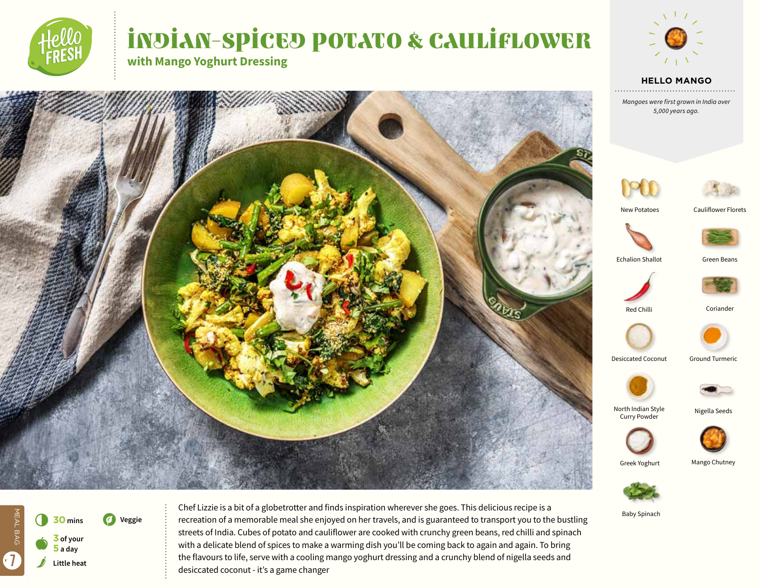# INDIAN-SPICED POTATO & CAULIFLOWER

## with Mango Yoghurt Dressing

**HELLO MANGO**

*Mangoes were first grown in India over 5,000 years ago.*

- New Potatoes
- Cauliflower Florets
- Echalion Shallot
- Green Beans
- Red Chilli
- Coriander
- Desiccated Coconut
- Ground Turmeric
- North Indian Style Curry Powder
- Nigella Seeds
- Greek Yoghurt
- Mango Chutney
- Baby Spinach

**30** mins

**Veggie**

**3** of your **5** a day

**Little heat**

MEAL BAG 7

Chef Lizzie is a bit of a globetrotter and finds inspiration wherever she goes. This delicious recipe is a recreation of a memorable meal she enjoyed on her travels, and is guaranteed to transport you to the bustling streets of India. Cubes of potato and cauliflower are cooked with crunchy green beans, red chilli and spinach with a delicate blend of spices to make a warming dish you'll be coming back to again and again. To bring the flavours to life, serve with a cooling mango yoghurt dressing and a crunchy blend of nigella seeds and desiccated coconut - it's a game changer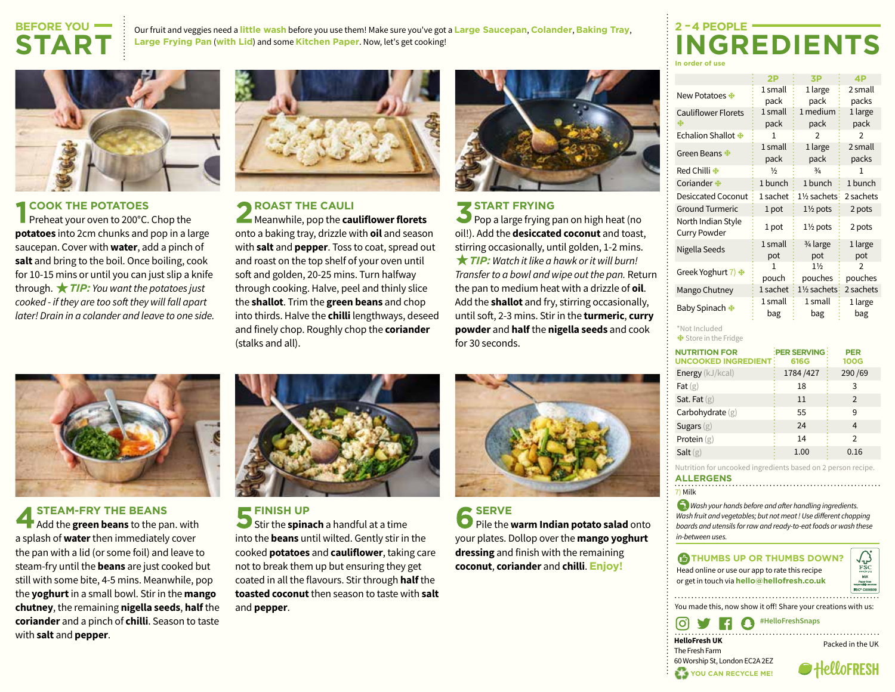## BEFORE YOU START

Our fruit and veggies need a **little wash** before you use them! Make sure you've got a **Large Saucepan**, **Colander**, **Baking Tray**, **Large Frying Pan** (**with Lid**) and some **Kitchen Paper**. Now, let's get cooking!

### 1 COOK THE POTATOES

Preheat your oven to 200°C. Chop the **potatoes** into 2cm chunks and pop in a large saucepan. Cover with **water**, add a pinch of **salt** and bring to the boil. Once boiling, cook for 10-15 mins or until you can just slip a knife through. ★ **TIP:** *You want the potatoes just cooked - if they are too soft they will fall apart later! Drain in a colander and leave to one side.*

### 2 ROAST THE CAULI

Meanwhile, pop the **cauliflower florets** onto a baking tray, drizzle with **oil** and season with **salt** and **pepper**. Toss to coat, spread out and roast on the top shelf of your oven until soft and golden, 20-25 mins. Turn halfway through cooking. Halve, peel and thinly slice the **shallot**. Trim the **green beans** and chop into thirds. Halve the **chilli** lengthways, deseed and finely chop. Roughly chop the **coriander** (stalks and all).

### 3 START FRYING

Pop a large frying pan on high heat (no oil!). Add the **desiccated coconut** and toast, stirring occasionally, until golden, 1-2 mins. ★ **TIP:** *Watch it like a hawk or it will burn! Transfer to a bowl and wipe out the pan.* Return the pan to medium heat with a drizzle of **oil**. Add the **shallot** and fry, stirring occasionally, until soft, 2-3 mins. Stir in the **turmeric**, **curry powder** and **half** the **nigella seeds** and cook for 30 seconds.

### 4 STEAM-FRY THE BEANS

Add the **green beans** to the pan. with a splash of **water** then immediately cover the pan with a lid (or some foil) and leave to steam-fry until the **beans** are just cooked but still with some bite, 4-5 mins. Meanwhile, pop the **yoghurt** in a small bowl. Stir in the **mango chutney**, the remaining **nigella seeds**, **half** the **coriander** and a pinch of **chilli**. Season to taste with **salt** and **pepper**.

### 5 FINISH UP

Stir the **spinach** a handful at a time into the **beans** until wilted. Gently stir in the cooked **potatoes** and **cauliflower**, taking care not to break them up but ensuring they get coated in all the flavours. Stir through **half** the **toasted coconut** then season to taste with **salt** and **pepper**.

### 6 SERVE

Pile the **warm Indian potato salad** onto your plates. Dollop over the **mango yoghurt dressing** and finish with the remaining **coconut**, **coriander** and **chilli**. **Enjoy!**

## 2-4 PEOPLE INGREDIENTS

In order of use

| | 2P | 3P | 4P |
|---|---|---|---|
| New Potatoes ❄ | 1 small pack | 1 large pack | 2 small packs |
| Cauliflower Florets ❄ | 1 small pack | 1 medium pack | 1 large pack |
| Echalion Shallot ❄ | 1 | 2 | 2 |
| Green Beans ❄ | 1 small pack | 1 large pack | 2 small packs |
| Red Chilli ❄ | ½ | ¾ | 1 |
| Coriander ❄ | 1 bunch | 1 bunch | 1 bunch |
| Desiccated Coconut | 1 sachet | 1½ sachets | 2 sachets |
| Ground Turmeric | 1 pot | 1½ pots | 2 pots |
| North Indian Style Curry Powder | 1 pot | 1½ pots | 2 pots |
| Nigella Seeds | 1 small pot | ¾ large pot | 1 large pot |
| Greek Yoghurt 7) ❄ | 1 pouch | 1½ pouches | 2 pouches |
| Mango Chutney | 1 sachet | 1½ sachets | 2 sachets |
| Baby Spinach ❄ | 1 small bag | 1 small bag | 1 large bag |

*Not Included
❄ Store in the Fridge

| NUTRITION FOR UNCOOKED INGREDIENT | PER SERVING 616G | PER 100G |
|---|---|---|
| Energy (kJ/kcal) | 1784 /427 | 290 /69 |
| Fat (g) | 18 | 3 |
| Sat. Fat (g) | 11 | 2 |
| Carbohydrate (g) | 55 | 9 |
| Sugars (g) | 24 | 4 |
| Protein (g) | 14 | 2 |
| Salt (g) | 1.00 | 0.16 |

Nutrition for uncooked ingredients based on 2 person recipe.

### ALLERGENS

7) Milk

*Wash your hands before and after handling ingredients. Wash fruit and vegetables; but not meat ! Use different chopping boards and utensils for raw and ready-to-eat foods or wash these in-between uses.*

### THUMBS UP OR THUMBS DOWN?

Head online or use our app to rate this recipe or get in touch via **hello@hellofresh.co.uk**

You made this, now show it off! Share your creations with us:

#HelloFreshSnaps

**HelloFresh UK**
The Fresh Farm
60 Worship St, London EC2A 2EZ

Packed in the UK

YOU CAN RECYCLE ME!